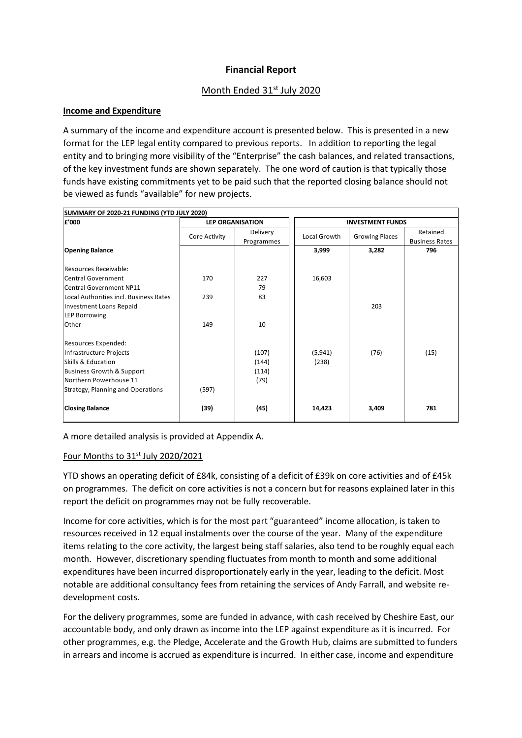**Financial Report**

Month Ended 31st July 2020

**Income and Expenditure**

A summary of the income and expenditure account is presented below. This is presented in a new format for the LEP legal entity compared to previous reports. In addition to reporting the legal entity and to bringing more visibility of the "Enterprise" the cash balances, and related transactions, of the key investment funds are shown separately. The one word of caution is that typically those funds have existing commitments yet to be paid such that the reported closing balance should not be viewed as funds "available" for new projects.

| SUMMARY OF 2020-21 FUNDING (YTD JULY 2020) | | | | | |
|---|---|---|---|---|---|
| £'000 | LEP ORGANISATION | | INVESTMENT FUNDS | | |
| | Core Activity | Delivery Programmes | Local Growth | Growing Places | Retained Business Rates |
| **Opening Balance** | | | **3,999** | **3,282** | **796** |
| Resources Receivable: | | | | | |
| Central Government | 170 | 227 | 16,603 | | |
| Central Government NP11 | | 79 | | | |
| Local Authorities incl. Business Rates | 239 | 83 | | | |
| Investment Loans Repaid | | | | 203 | |
| LEP Borrowing | | | | | |
| Other | 149 | 10 | | | |
| Resources Expended: | | | | | |
| Infrastructure Projects | | (107) | (5,941) | (76) | (15) |
| Skills & Education | | (144) | (238) | | |
| Business Growth & Support | | (114) | | | |
| Northern Powerhouse 11 | | (79) | | | |
| Strategy, Planning and Operations | (597) | | | | |
| **Closing Balance** | **(39)** | **(45)** | **14,423** | **3,409** | **781** |

A more detailed analysis is provided at Appendix A.

Four Months to 31st July 2020/2021

YTD shows an operating deficit of £84k, consisting of a deficit of £39k on core activities and of £45k on programmes. The deficit on core activities is not a concern but for reasons explained later in this report the deficit on programmes may not be fully recoverable.

Income for core activities, which is for the most part "guaranteed" income allocation, is taken to resources received in 12 equal instalments over the course of the year. Many of the expenditure items relating to the core activity, the largest being staff salaries, also tend to be roughly equal each month. However, discretionary spending fluctuates from month to month and some additional expenditures have been incurred disproportionately early in the year, leading to the deficit. Most notable are additional consultancy fees from retaining the services of Andy Farrall, and website re-development costs.

For the delivery programmes, some are funded in advance, with cash received by Cheshire East, our accountable body, and only drawn as income into the LEP against expenditure as it is incurred. For other programmes, e.g. the Pledge, Accelerate and the Growth Hub, claims are submitted to funders in arrears and income is accrued as expenditure is incurred. In either case, income and expenditure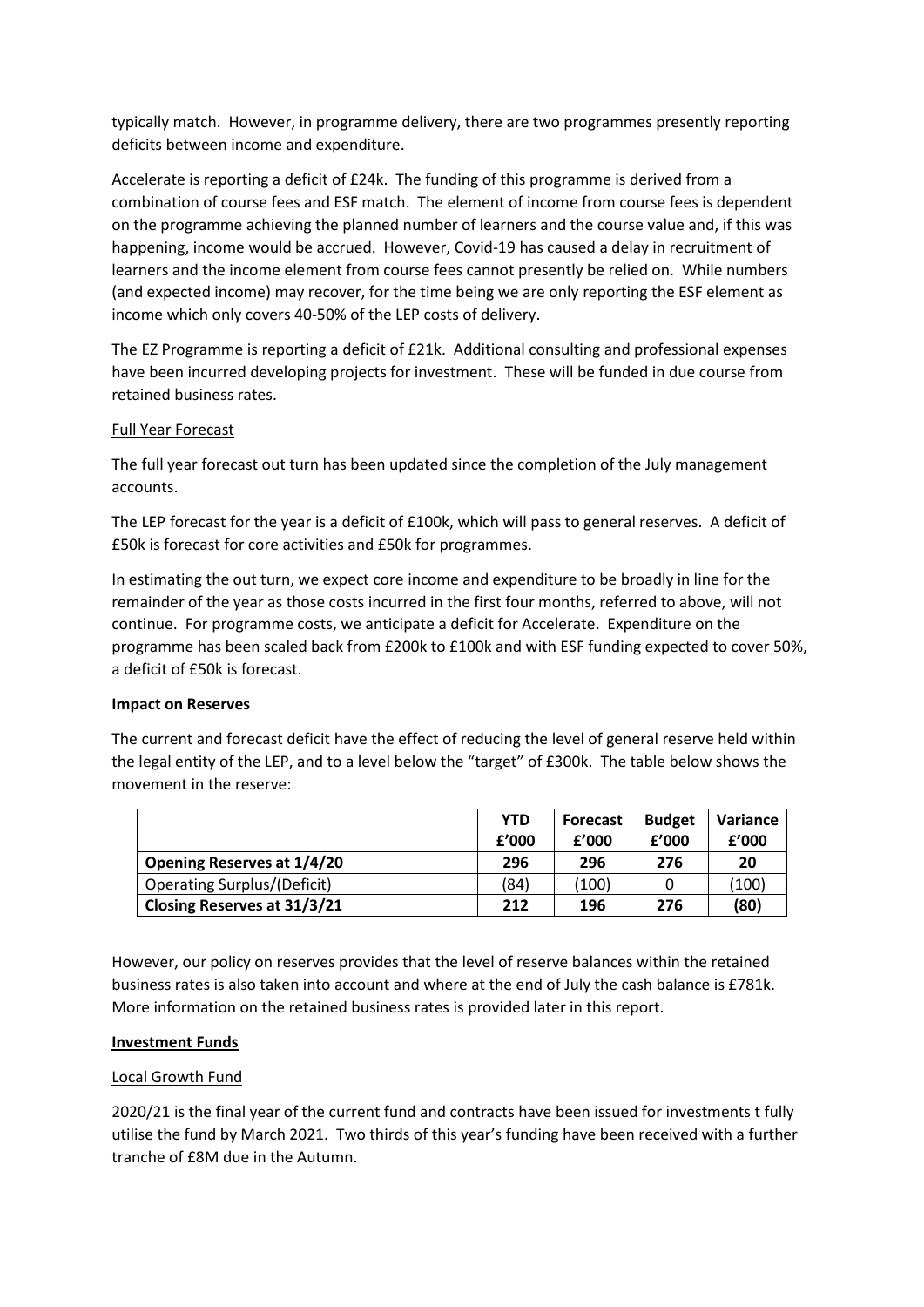typically match. However, in programme delivery, there are two programmes presently reporting deficits between income and expenditure.

Accelerate is reporting a deficit of £24k. The funding of this programme is derived from a combination of course fees and ESF match. The element of income from course fees is dependent on the programme achieving the planned number of learners and the course value and, if this was happening, income would be accrued. However, Covid-19 has caused a delay in recruitment of learners and the income element from course fees cannot presently be relied on. While numbers (and expected income) may recover, for the time being we are only reporting the ESF element as income which only covers 40-50% of the LEP costs of delivery.

The EZ Programme is reporting a deficit of £21k. Additional consulting and professional expenses have been incurred developing projects for investment. These will be funded in due course from retained business rates.

Full Year Forecast

The full year forecast out turn has been updated since the completion of the July management accounts.

The LEP forecast for the year is a deficit of £100k, which will pass to general reserves. A deficit of £50k is forecast for core activities and £50k for programmes.

In estimating the out turn, we expect core income and expenditure to be broadly in line for the remainder of the year as those costs incurred in the first four months, referred to above, will not continue. For programme costs, we anticipate a deficit for Accelerate. Expenditure on the programme has been scaled back from £200k to £100k and with ESF funding expected to cover 50%, a deficit of £50k is forecast.

**Impact on Reserves**

The current and forecast deficit have the effect of reducing the level of general reserve held within the legal entity of the LEP, and to a level below the "target" of £300k. The table below shows the movement in the reserve:

| | YTD £'000 | Forecast £'000 | Budget £'000 | Variance £'000 |
|---|---|---|---|---|
| **Opening Reserves at 1/4/20** | **296** | **296** | **276** | **20** |
| Operating Surplus/(Deficit) | (84) | (100) | 0 | (100) |
| **Closing Reserves at 31/3/21** | **212** | **196** | **276** | **(80)** |

However, our policy on reserves provides that the level of reserve balances within the retained business rates is also taken into account and where at the end of July the cash balance is £781k. More information on the retained business rates is provided later in this report.

**Investment Funds**

Local Growth Fund

2020/21 is the final year of the current fund and contracts have been issued for investments t fully utilise the fund by March 2021. Two thirds of this year's funding have been received with a further tranche of £8M due in the Autumn.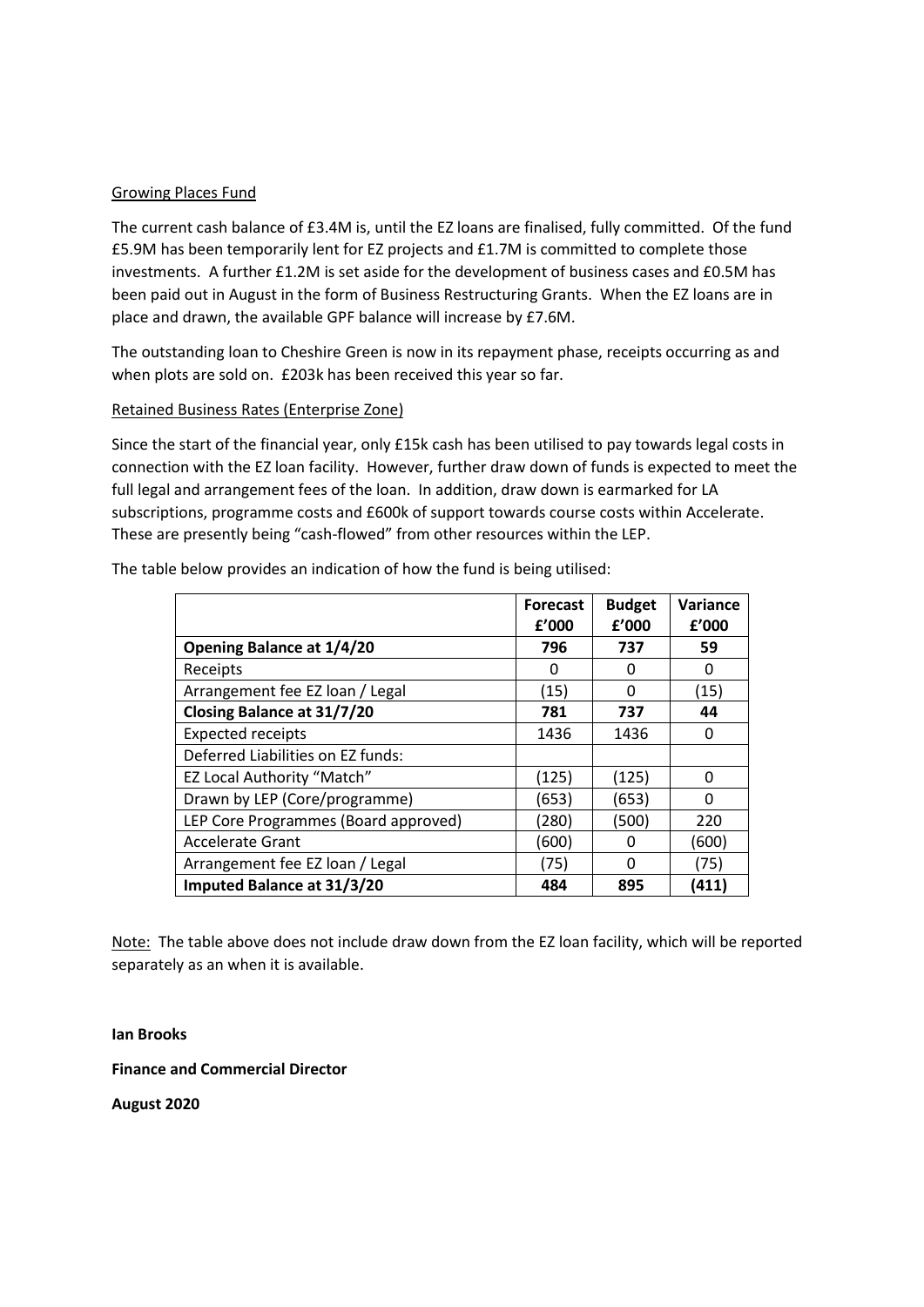Growing Places Fund

The current cash balance of £3.4M is, until the EZ loans are finalised, fully committed. Of the fund £5.9M has been temporarily lent for EZ projects and £1.7M is committed to complete those investments. A further £1.2M is set aside for the development of business cases and £0.5M has been paid out in August in the form of Business Restructuring Grants. When the EZ loans are in place and drawn, the available GPF balance will increase by £7.6M.

The outstanding loan to Cheshire Green is now in its repayment phase, receipts occurring as and when plots are sold on. £203k has been received this year so far.

Retained Business Rates (Enterprise Zone)

Since the start of the financial year, only £15k cash has been utilised to pay towards legal costs in connection with the EZ loan facility. However, further draw down of funds is expected to meet the full legal and arrangement fees of the loan. In addition, draw down is earmarked for LA subscriptions, programme costs and £600k of support towards course costs within Accelerate. These are presently being "cash-flowed" from other resources within the LEP.

The table below provides an indication of how the fund is being utilised:

| | Forecast £'000 | Budget £'000 | Variance £'000 |
|---|---|---|---|
| **Opening Balance at 1/4/20** | **796** | **737** | **59** |
| Receipts | 0 | 0 | 0 |
| Arrangement fee EZ loan / Legal | (15) | 0 | (15) |
| **Closing Balance at 31/7/20** | **781** | **737** | **44** |
| Expected receipts | 1436 | 1436 | 0 |
| Deferred Liabilities on EZ funds: | | | |
| EZ Local Authority "Match" | (125) | (125) | 0 |
| Drawn by LEP (Core/programme) | (653) | (653) | 0 |
| LEP Core Programmes (Board approved) | (280) | (500) | 220 |
| Accelerate Grant | (600) | 0 | (600) |
| Arrangement fee EZ loan / Legal | (75) | 0 | (75) |
| **Imputed Balance at 31/3/20** | **484** | **895** | **(411)** |

Note: The table above does not include draw down from the EZ loan facility, which will be reported separately as an when it is available.

**Ian Brooks**

**Finance and Commercial Director**

**August 2020**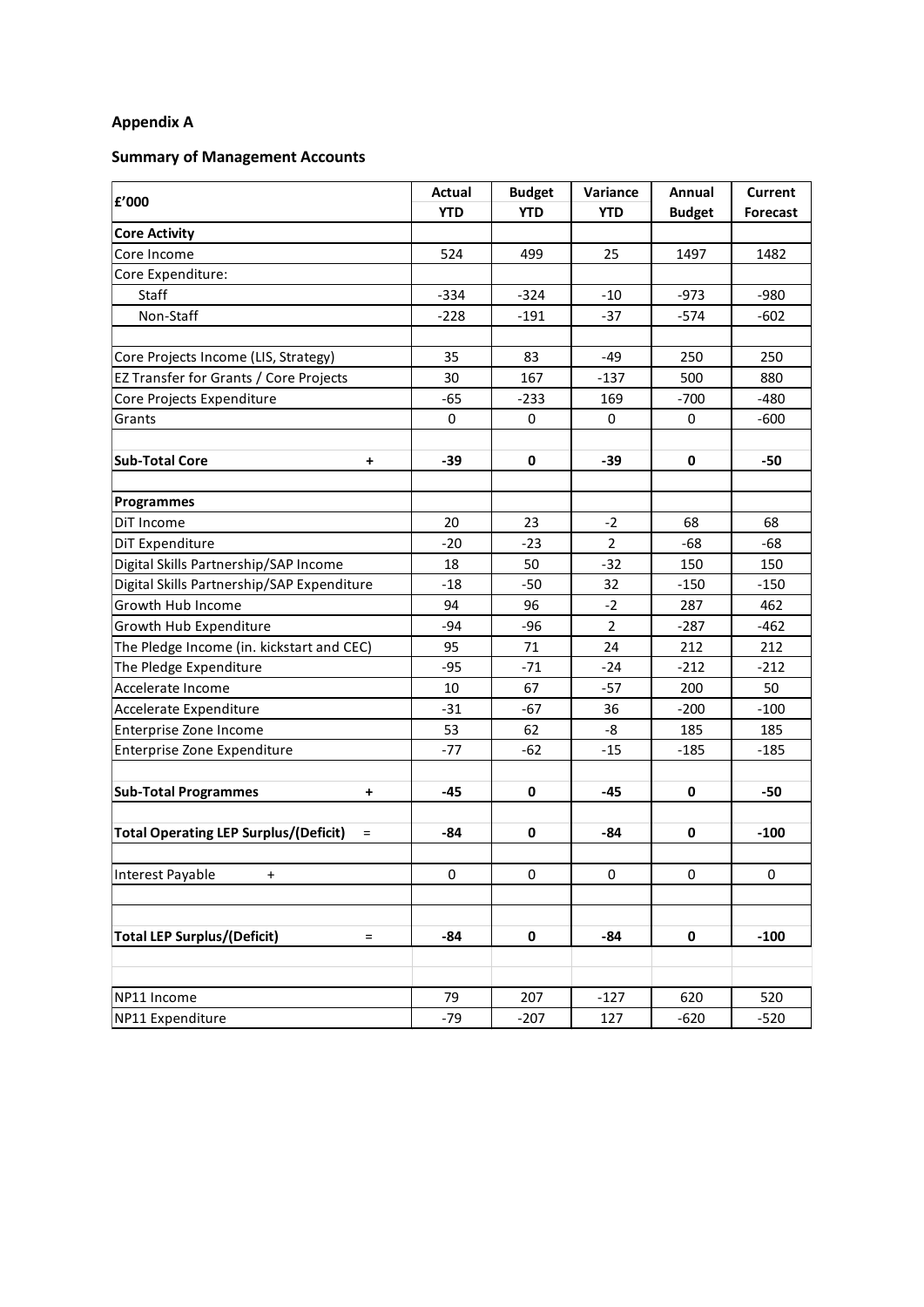## Appendix A

## Summary of Management Accounts

| £'000 | Actual YTD | Budget YTD | Variance YTD | Annual Budget | Current Forecast |
|---|---|---|---|---|---|
| **Core Activity** | | | | | |
| Core Income | 524 | 499 | 25 | 1497 | 1482 |
| Core Expenditure: | | | | | |
| Staff | -334 | -324 | -10 | -973 | -980 |
| Non-Staff | -228 | -191 | -37 | -574 | -602 |
| | | | | | |
| Core Projects Income (LIS, Strategy) | 35 | 83 | -49 | 250 | 250 |
| EZ Transfer for Grants / Core Projects | 30 | 167 | -137 | 500 | 880 |
| Core Projects Expenditure | -65 | -233 | 169 | -700 | -480 |
| Grants | 0 | 0 | 0 | 0 | -600 |
| | | | | | |
| **Sub-Total Core +** | **-39** | **0** | **-39** | **0** | **-50** |
| | | | | | |
| **Programmes** | | | | | |
| DiT Income | 20 | 23 | -2 | 68 | 68 |
| DiT Expenditure | -20 | -23 | 2 | -68 | -68 |
| Digital Skills Partnership/SAP Income | 18 | 50 | -32 | 150 | 150 |
| Digital Skills Partnership/SAP Expenditure | -18 | -50 | 32 | -150 | -150 |
| Growth Hub Income | 94 | 96 | -2 | 287 | 462 |
| Growth Hub Expenditure | -94 | -96 | 2 | -287 | -462 |
| The Pledge Income (in. kickstart and CEC) | 95 | 71 | 24 | 212 | 212 |
| The Pledge Expenditure | -95 | -71 | -24 | -212 | -212 |
| Accelerate Income | 10 | 67 | -57 | 200 | 50 |
| Accelerate Expenditure | -31 | -67 | 36 | -200 | -100 |
| Enterprise Zone Income | 53 | 62 | -8 | 185 | 185 |
| Enterprise Zone Expenditure | -77 | -62 | -15 | -185 | -185 |
| | | | | | |
| **Sub-Total Programmes +** | **-45** | **0** | **-45** | **0** | **-50** |
| | | | | | |
| **Total Operating LEP Surplus/(Deficit) =** | **-84** | **0** | **-84** | **0** | **-100** |
| | | | | | |
| Interest Payable + | 0 | 0 | 0 | 0 | 0 |
| | | | | | |
| | | | | | |
| **Total LEP Surplus/(Deficit) =** | **-84** | **0** | **-84** | **0** | **-100** |
| | | | | | |
| | | | | | |
| NP11 Income | 79 | 207 | -127 | 620 | 520 |
| NP11 Expenditure | -79 | -207 | 127 | -620 | -520 |